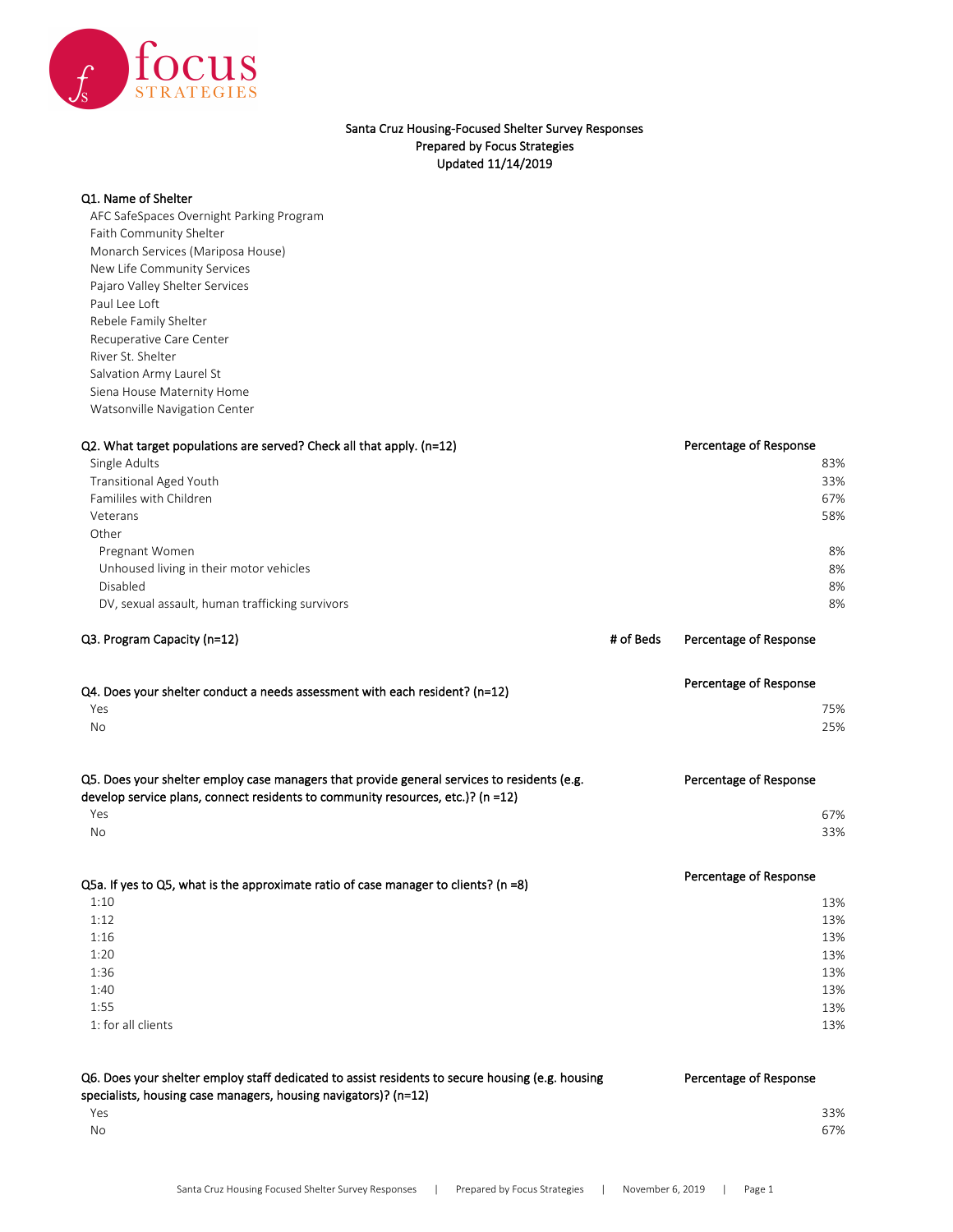# Santa Cruz Housing-Focused Shelter Survey Responses
**Prepared by Focus Strategies**
**Updated 11/14/2019**

**Q1. Name of Shelter**

- AFC SafeSpaces Overnight Parking Program
- Faith Community Shelter
- Monarch Services (Mariposa House)
- New Life Community Services
- Pajaro Valley Shelter Services
- Paul Lee Loft
- Rebele Family Shelter
- Recuperative Care Center
- River St. Shelter
- Salvation Army Laurel St
- Siena House Maternity Home
- Watsonville Navigation Center

| Q2. What target populations are served? Check all that apply. (n=12) | Percentage of Response |
|---|---|
| Single Adults | 83% |
| Transitional Aged Youth | 33% |
| Famililes with Children | 67% |
| Veterans | 58% |
| Other | |
| Pregnant Women | 8% |
| Unhoused living in their motor vehicles | 8% |
| Disabled | 8% |
| DV, sexual assault, human trafficking survivors | 8% |

| Q3. Program Capacity (n=12) | # of Beds | Percentage of Response |
|---|---|---|

| Q4. Does your shelter conduct a needs assessment with each resident? (n=12) | Percentage of Response |
|---|---|
| Yes | 75% |
| No | 25% |

| Q5. Does your shelter employ case managers that provide general services to residents (e.g. develop service plans, connect residents to community resources, etc.)? (n =12) | Percentage of Response |
|---|---|
| Yes | 67% |
| No | 33% |

| Q5a. If yes to Q5, what is the approximate ratio of case manager to clients? (n =8) | Percentage of Response |
|---|---|
| 1:10 | 13% |
| 1:12 | 13% |
| 1:16 | 13% |
| 1:20 | 13% |
| 1:36 | 13% |
| 1:40 | 13% |
| 1:55 | 13% |
| 1: for all clients | 13% |

| Q6. Does your shelter employ staff dedicated to assist residents to secure housing (e.g. housing specialists, housing case managers, housing navigators)? (n=12) | Percentage of Response |
|---|---|
| Yes | 33% |
| No | 67% |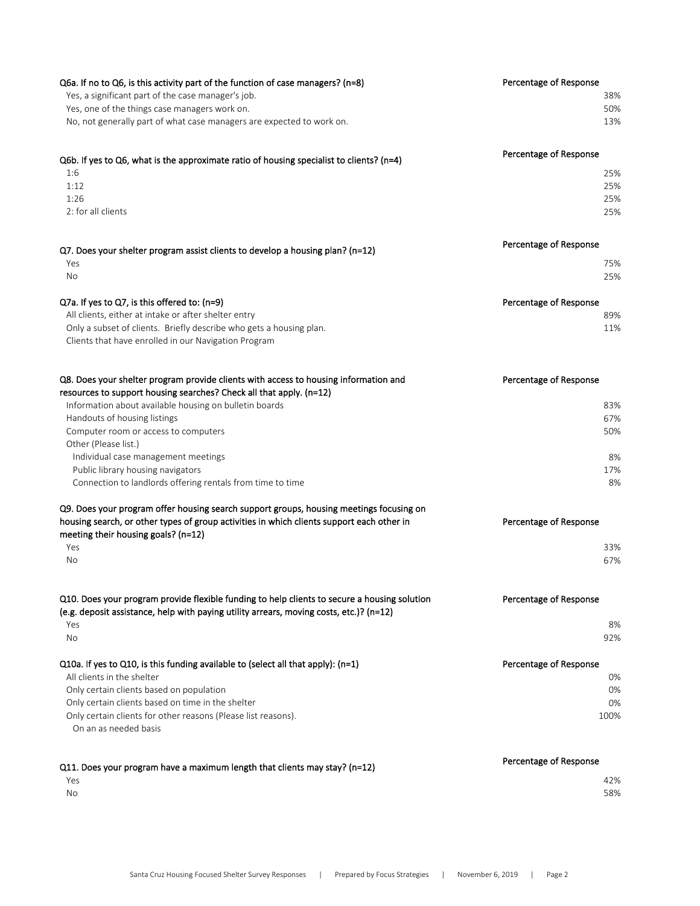| Q6a. If no to Q6, is this activity part of the function of case managers? (n=8) | Percentage of Response |
|---|---|
| Yes, a significant part of the case manager's job. | 38% |
| Yes, one of the things case managers work on. | 50% |
| No, not generally part of what case managers are expected to work on. | 13% |

| Q6b. If yes to Q6, what is the approximate ratio of housing specialist to clients? (n=4) | Percentage of Response |
|---|---|
| 1:6 | 25% |
| 1:12 | 25% |
| 1:26 | 25% |
| 2: for all clients | 25% |

| Q7. Does your shelter program assist clients to develop a housing plan? (n=12) | Percentage of Response |
|---|---|
| Yes | 75% |
| No | 25% |

| Q7a. If yes to Q7, is this offered to: (n=9) | Percentage of Response |
|---|---|
| All clients, either at intake or after shelter entry | 89% |
| Only a subset of clients. Briefly describe who gets a housing plan. | 11% |
| Clients that have enrolled in our Navigation Program | |

| Q8. Does your shelter program provide clients with access to housing information and resources to support housing searches? Check all that apply. (n=12) | Percentage of Response |
|---|---|
| Information about available housing on bulletin boards | 83% |
| Handouts of housing listings | 67% |
| Computer room or access to computers | 50% |
| Other (Please list.) | |
| Individual case management meetings | 8% |
| Public library housing navigators | 17% |
| Connection to landlords offering rentals from time to time | 8% |

| Q9. Does your program offer housing search support groups, housing meetings focusing on housing search, or other types of group activities in which clients support each other in meeting their housing goals? (n=12) | Percentage of Response |
|---|---|
| Yes | 33% |
| No | 67% |

| Q10. Does your program provide flexible funding to help clients to secure a housing solution (e.g. deposit assistance, help with paying utility arrears, moving costs, etc.)? (n=12) | Percentage of Response |
|---|---|
| Yes | 8% |
| No | 92% |

| Q10a. If yes to Q10, is this funding available to (select all that apply): (n=1) | Percentage of Response |
|---|---|
| All clients in the shelter | 0% |
| Only certain clients based on population | 0% |
| Only certain clients based on time in the shelter | 0% |
| Only certain clients for other reasons (Please list reasons). | 100% |
| On an as needed basis | |

| Q11. Does your program have a maximum length that clients may stay? (n=12) | Percentage of Response |
|---|---|
| Yes | 42% |
| No | 58% |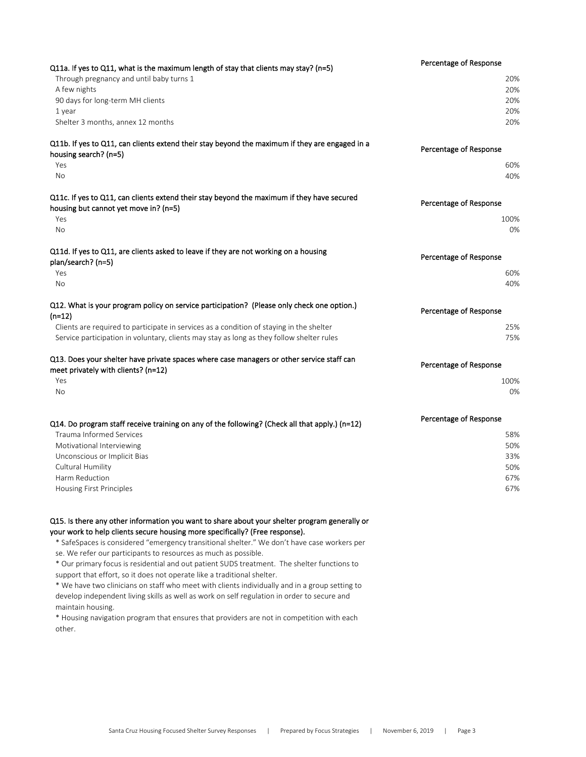| Q11a. If yes to Q11, what is the maximum length of stay that clients may stay? (n=5) | Percentage of Response |
|---|---|
| Through pregnancy and until baby turns 1 | 20% |
| A few nights | 20% |
| 90 days for long-term MH clients | 20% |
| 1 year | 20% |
| Shelter 3 months, annex 12 months | 20% |

| Q11b. If yes to Q11, can clients extend their stay beyond the maximum if they are engaged in a housing search? (n=5) | Percentage of Response |
|---|---|
| Yes | 60% |
| No | 40% |

| Q11c. If yes to Q11, can clients extend their stay beyond the maximum if they have secured housing but cannot yet move in? (n=5) | Percentage of Response |
|---|---|
| Yes | 100% |
| No | 0% |

| Q11d. If yes to Q11, are clients asked to leave if they are not working on a housing plan/search? (n=5) | Percentage of Response |
|---|---|
| Yes | 60% |
| No | 40% |

| Q12. What is your program policy on service participation? (Please only check one option.) (n=12) | Percentage of Response |
|---|---|
| Clients are required to participate in services as a condition of staying in the shelter | 25% |
| Service participation in voluntary, clients may stay as long as they follow shelter rules | 75% |

| Q13. Does your shelter have private spaces where case managers or other service staff can meet privately with clients? (n=12) | Percentage of Response |
|---|---|
| Yes | 100% |
| No | 0% |

| Q14. Do program staff receive training on any of the following? (Check all that apply.) (n=12) | Percentage of Response |
|---|---|
| Trauma Informed Services | 58% |
| Motivational Interviewing | 50% |
| Unconscious or Implicit Bias | 33% |
| Cultural Humility | 50% |
| Harm Reduction | 67% |
| Housing First Principles | 67% |

**Q15. Is there any other information you want to share about your shelter program generally or your work to help clients secure housing more specifically? (Free response).**

* SafeSpaces is considered "emergency transitional shelter." We don't have case workers per se. We refer our participants to resources as much as possible.
* Our primary focus is residential and out patient SUDS treatment. The shelter functions to support that effort, so it does not operate like a traditional shelter.
* We have two clinicians on staff who meet with clients individually and in a group setting to develop independent living skills as well as work on self regulation in order to secure and maintain housing.
* Housing navigation program that ensures that providers are not in competition with each other.